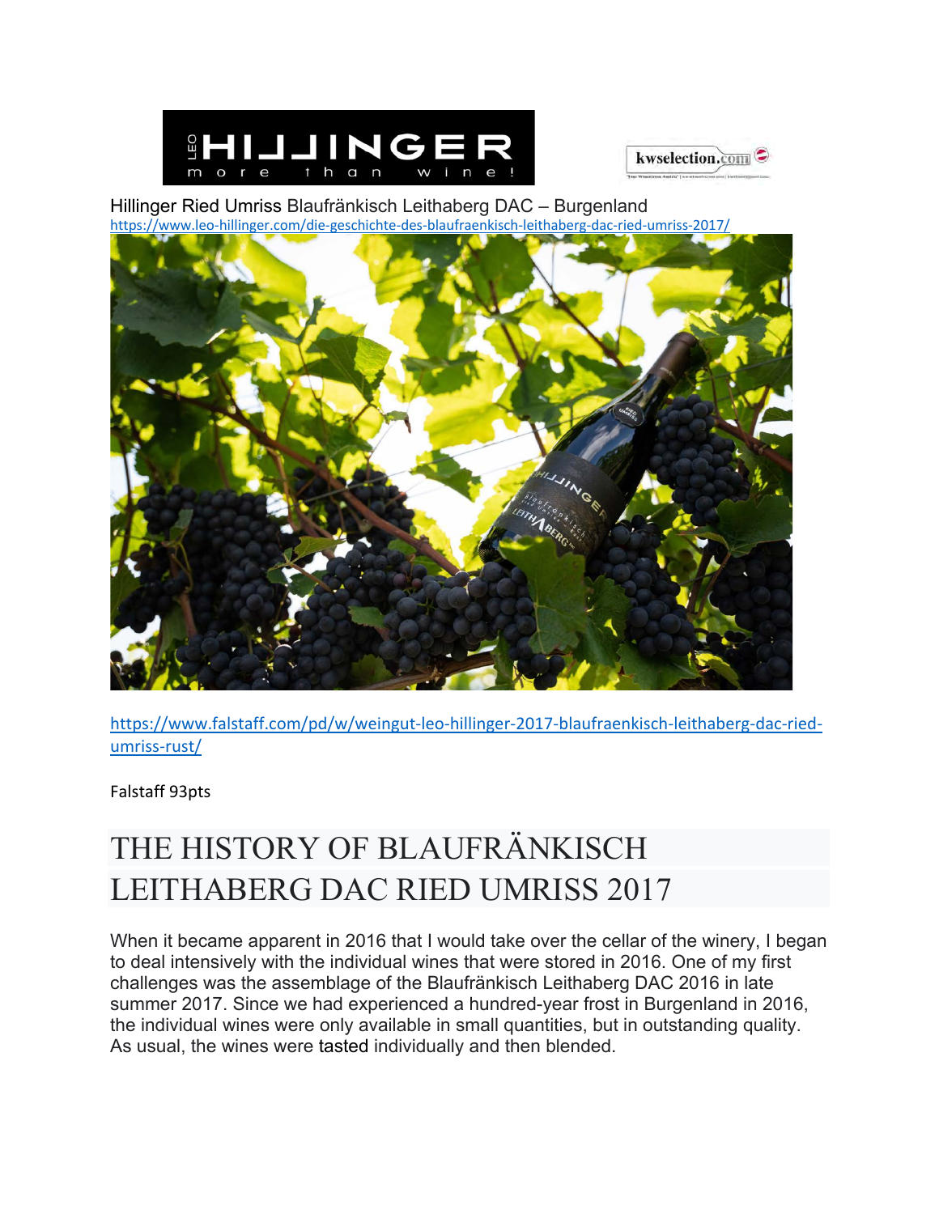Hillinger Ried Umriss Blaufränkisch Leithaberg DAC – Burgenland
https://www.leo-hillinger.com/die-geschichte-des-blaufraenkisch-leithaberg-dac-ried-umriss-2017/

https://www.falstaff.com/pd/w/weingut-leo-hillinger-2017-blaufraenkisch-leithaberg-dac-ried-umriss-rust/

Falstaff 93pts

# THE HISTORY OF BLAUFRÄNKISCH LEITHABERG DAC RIED UMRISS 2017

When it became apparent in 2016 that I would take over the cellar of the winery, I began to deal intensively with the individual wines that were stored in 2016. One of my first challenges was the assemblage of the Blaufränkisch Leithaberg DAC 2016 in late summer 2017. Since we had experienced a hundred-year frost in Burgenland in 2016, the individual wines were only available in small quantities, but in outstanding quality. As usual, the wines were tasted individually and then blended.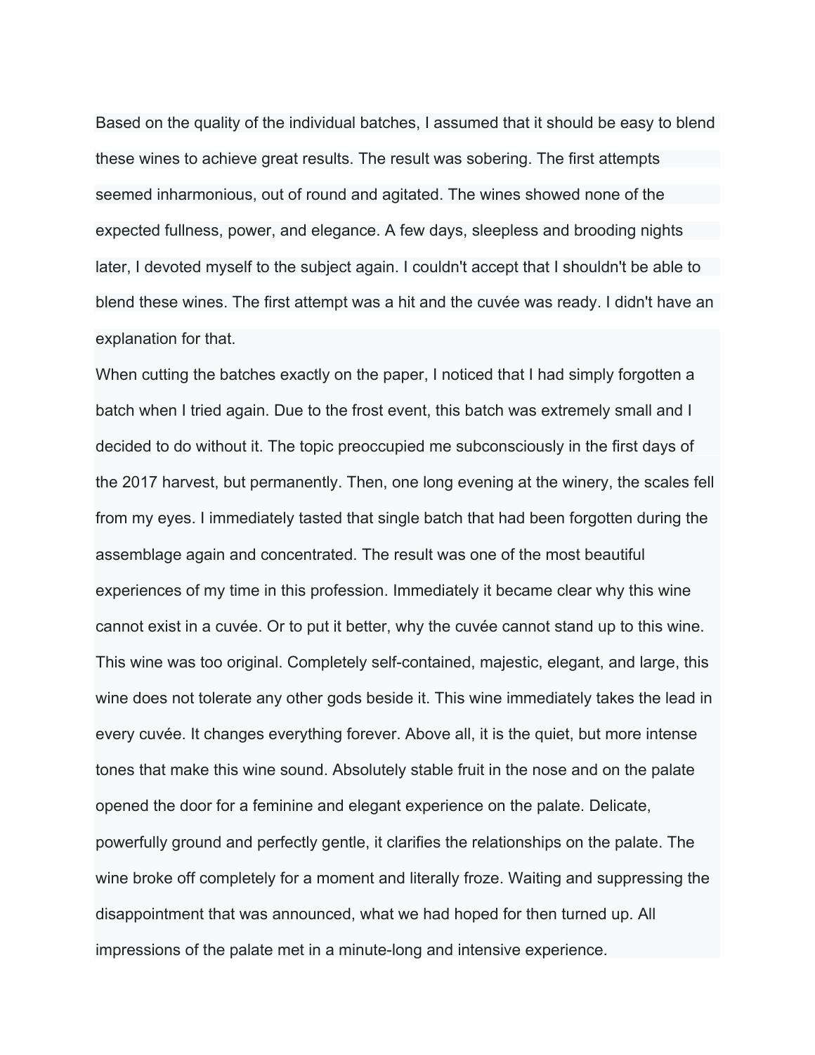Based on the quality of the individual batches, I assumed that it should be easy to blend these wines to achieve great results. The result was sobering. The first attempts seemed inharmonious, out of round and agitated. The wines showed none of the expected fullness, power, and elegance. A few days, sleepless and brooding nights later, I devoted myself to the subject again. I couldn't accept that I shouldn't be able to blend these wines. The first attempt was a hit and the cuvée was ready. I didn't have an explanation for that.

When cutting the batches exactly on the paper, I noticed that I had simply forgotten a batch when I tried again. Due to the frost event, this batch was extremely small and I decided to do without it. The topic preoccupied me subconsciously in the first days of the 2017 harvest, but permanently. Then, one long evening at the winery, the scales fell from my eyes. I immediately tasted that single batch that had been forgotten during the assemblage again and concentrated. The result was one of the most beautiful experiences of my time in this profession. Immediately it became clear why this wine cannot exist in a cuvée. Or to put it better, why the cuvée cannot stand up to this wine. This wine was too original. Completely self-contained, majestic, elegant, and large, this wine does not tolerate any other gods beside it. This wine immediately takes the lead in every cuvée. It changes everything forever. Above all, it is the quiet, but more intense tones that make this wine sound. Absolutely stable fruit in the nose and on the palate opened the door for a feminine and elegant experience on the palate. Delicate, powerfully ground and perfectly gentle, it clarifies the relationships on the palate. The wine broke off completely for a moment and literally froze. Waiting and suppressing the disappointment that was announced, what we had hoped for then turned up. All impressions of the palate met in a minute-long and intensive experience.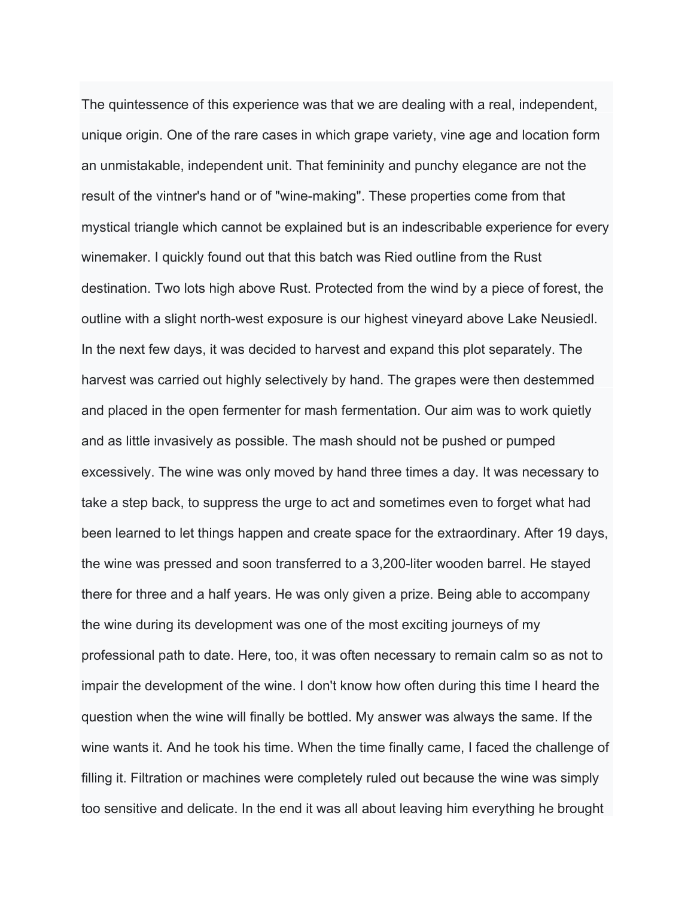The quintessence of this experience was that we are dealing with a real, independent, unique origin. One of the rare cases in which grape variety, vine age and location form an unmistakable, independent unit. That femininity and punchy elegance are not the result of the vintner's hand or of "wine-making". These properties come from that mystical triangle which cannot be explained but is an indescribable experience for every winemaker. I quickly found out that this batch was Ried outline from the Rust destination. Two lots high above Rust. Protected from the wind by a piece of forest, the outline with a slight north-west exposure is our highest vineyard above Lake Neusiedl. In the next few days, it was decided to harvest and expand this plot separately. The harvest was carried out highly selectively by hand. The grapes were then destemmed and placed in the open fermenter for mash fermentation. Our aim was to work quietly and as little invasively as possible. The mash should not be pushed or pumped excessively. The wine was only moved by hand three times a day. It was necessary to take a step back, to suppress the urge to act and sometimes even to forget what had been learned to let things happen and create space for the extraordinary. After 19 days, the wine was pressed and soon transferred to a 3,200-liter wooden barrel. He stayed there for three and a half years. He was only given a prize. Being able to accompany the wine during its development was one of the most exciting journeys of my professional path to date. Here, too, it was often necessary to remain calm so as not to impair the development of the wine. I don't know how often during this time I heard the question when the wine will finally be bottled. My answer was always the same. If the wine wants it. And he took his time. When the time finally came, I faced the challenge of filling it. Filtration or machines were completely ruled out because the wine was simply too sensitive and delicate. In the end it was all about leaving him everything he brought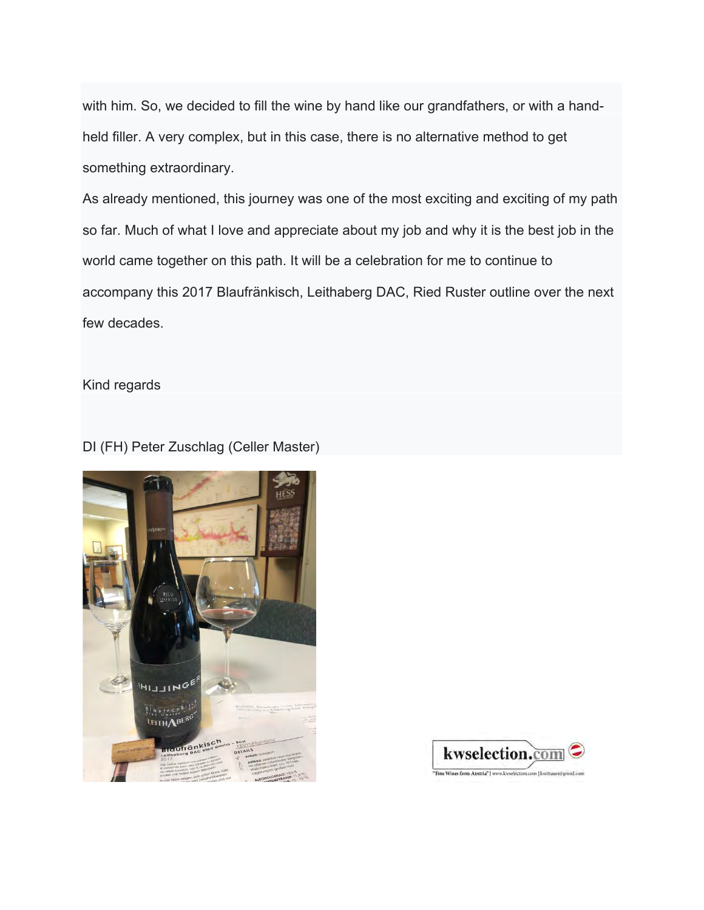with him. So, we decided to fill the wine by hand like our grandfathers, or with a hand-held filler. A very complex, but in this case, there is no alternative method to get something extraordinary.

As already mentioned, this journey was one of the most exciting and exciting of my path so far. Much of what I love and appreciate about my job and why it is the best job in the world came together on this path. It will be a celebration for me to continue to accompany this 2017 Blaufränkisch, Leithaberg DAC, Ried Ruster outline over the next few decades.

Kind regards

DI (FH) Peter Zuschlag (Celler Master)